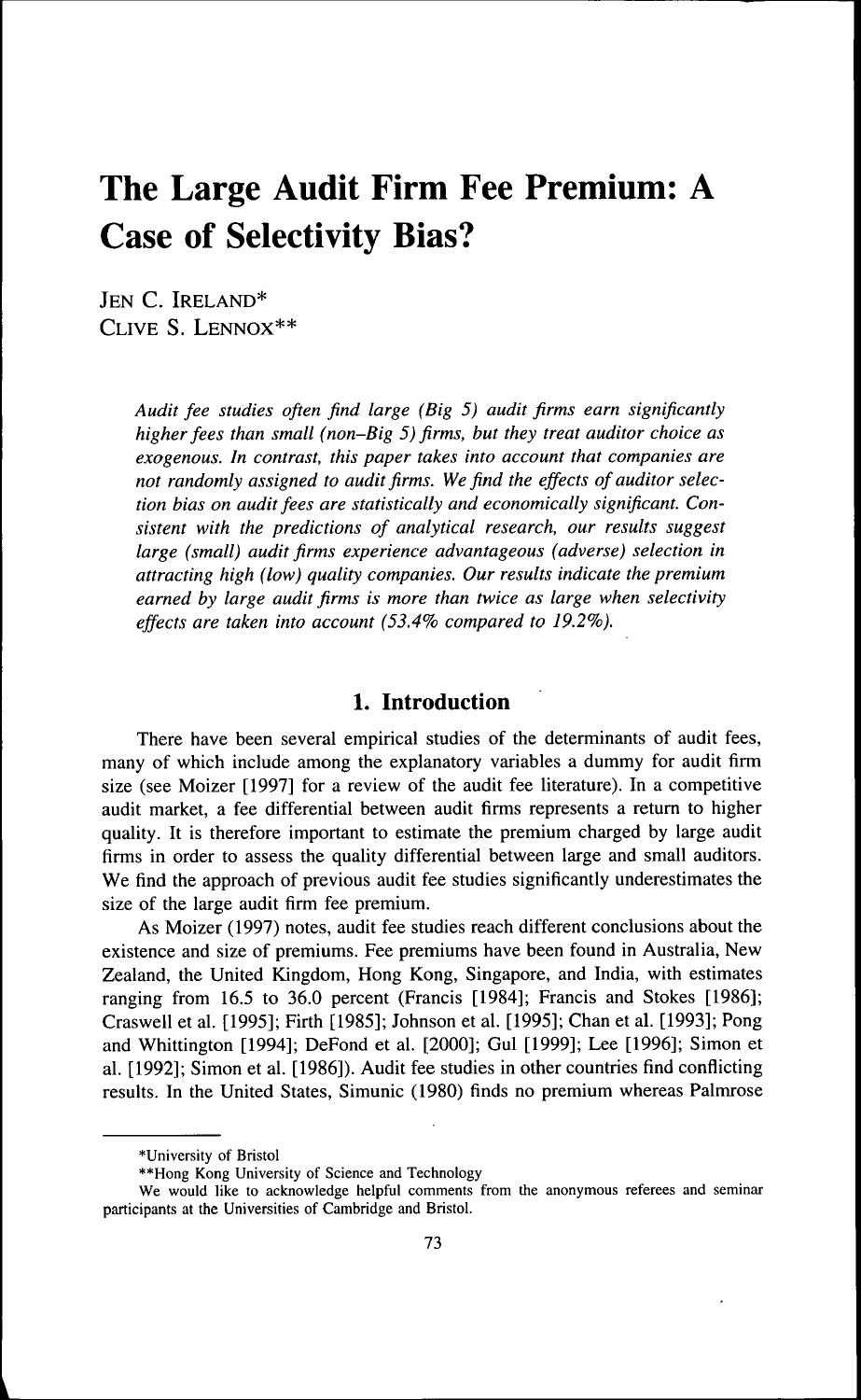# The Large Audit Firm Fee Premium: A Case of Selectivity Bias?

JEN C. IRELAND*
CLIVE S. LENNOX**

*Audit fee studies often find large (Big 5) audit firms earn significantly higher fees than small (non–Big 5) firms, but they treat auditor choice as exogenous. In contrast, this paper takes into account that companies are not randomly assigned to audit firms. We find the effects of auditor selection bias on audit fees are statistically and economically significant. Consistent with the predictions of analytical research, our results suggest large (small) audit firms experience advantageous (adverse) selection in attracting high (low) quality companies. Our results indicate the premium earned by large audit firms is more than twice as large when selectivity effects are taken into account (53.4% compared to 19.2%).*

## 1. Introduction

There have been several empirical studies of the determinants of audit fees, many of which include among the explanatory variables a dummy for audit firm size (see Moizer [1997] for a review of the audit fee literature). In a competitive audit market, a fee differential between audit firms represents a return to higher quality. It is therefore important to estimate the premium charged by large audit firms in order to assess the quality differential between large and small auditors. We find the approach of previous audit fee studies significantly underestimates the size of the large audit firm fee premium.

As Moizer (1997) notes, audit fee studies reach different conclusions about the existence and size of premiums. Fee premiums have been found in Australia, New Zealand, the United Kingdom, Hong Kong, Singapore, and India, with estimates ranging from 16.5 to 36.0 percent (Francis [1984]; Francis and Stokes [1986]; Craswell et al. [1995]; Firth [1985]; Johnson et al. [1995]; Chan et al. [1993]; Pong and Whittington [1994]; DeFond et al. [2000]; Gul [1999]; Lee [1996]; Simon et al. [1992]; Simon et al. [1986]). Audit fee studies in other countries find conflicting results. In the United States, Simunic (1980) finds no premium whereas Palmrose

*University of Bristol

**Hong Kong University of Science and Technology

We would like to acknowledge helpful comments from the anonymous referees and seminar participants at the Universities of Cambridge and Bristol.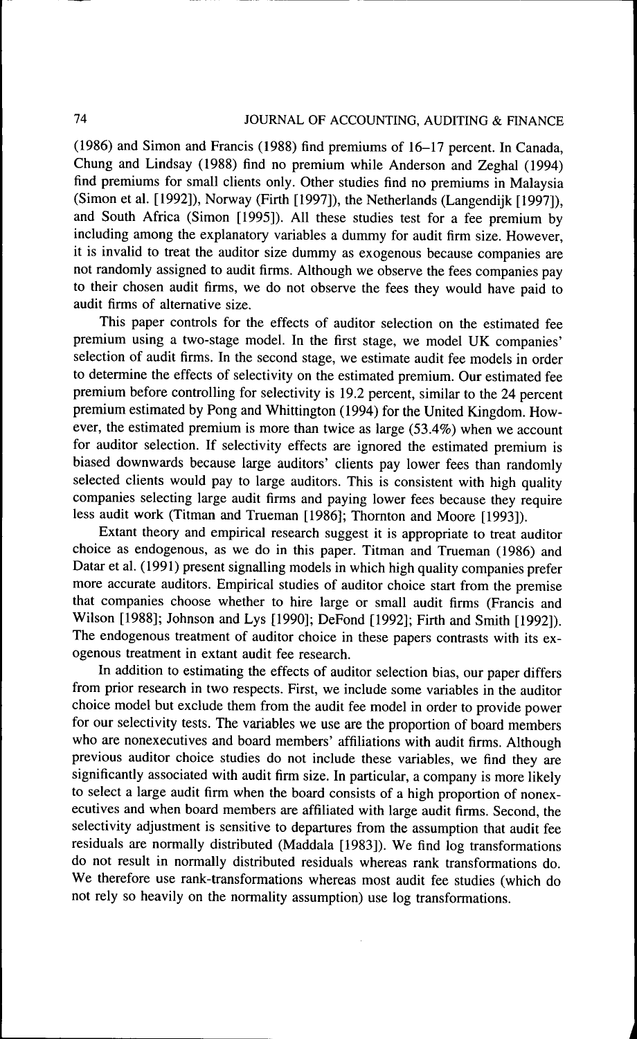(1986) and Simon and Francis (1988) find premiums of 16–17 percent. In Canada, Chung and Lindsay (1988) find no premium while Anderson and Zeghal (1994) find premiums for small clients only. Other studies find no premiums in Malaysia (Simon et al. [1992]), Norway (Firth [1997]), the Netherlands (Langendijk [1997]), and South Africa (Simon [1995]). All these studies test for a fee premium by including among the explanatory variables a dummy for audit firm size. However, it is invalid to treat the auditor size dummy as exogenous because companies are not randomly assigned to audit firms. Although we observe the fees companies pay to their chosen audit firms, we do not observe the fees they would have paid to audit firms of alternative size.

This paper controls for the effects of auditor selection on the estimated fee premium using a two-stage model. In the first stage, we model UK companies' selection of audit firms. In the second stage, we estimate audit fee models in order to determine the effects of selectivity on the estimated premium. Our estimated fee premium before controlling for selectivity is 19.2 percent, similar to the 24 percent premium estimated by Pong and Whittington (1994) for the United Kingdom. However, the estimated premium is more than twice as large (53.4%) when we account for auditor selection. If selectivity effects are ignored the estimated premium is biased downwards because large auditors' clients pay lower fees than randomly selected clients would pay to large auditors. This is consistent with high quality companies selecting large audit firms and paying lower fees because they require less audit work (Titman and Trueman [1986]; Thornton and Moore [1993]).

Extant theory and empirical research suggest it is appropriate to treat auditor choice as endogenous, as we do in this paper. Titman and Trueman (1986) and Datar et al. (1991) present signalling models in which high quality companies prefer more accurate auditors. Empirical studies of auditor choice start from the premise that companies choose whether to hire large or small audit firms (Francis and Wilson [1988]; Johnson and Lys [1990]; DeFond [1992]; Firth and Smith [1992]). The endogenous treatment of auditor choice in these papers contrasts with its exogenous treatment in extant audit fee research.

In addition to estimating the effects of auditor selection bias, our paper differs from prior research in two respects. First, we include some variables in the auditor choice model but exclude them from the audit fee model in order to provide power for our selectivity tests. The variables we use are the proportion of board members who are nonexecutives and board members' affiliations with audit firms. Although previous auditor choice studies do not include these variables, we find they are significantly associated with audit firm size. In particular, a company is more likely to select a large audit firm when the board consists of a high proportion of nonexecutives and when board members are affiliated with large audit firms. Second, the selectivity adjustment is sensitive to departures from the assumption that audit fee residuals are normally distributed (Maddala [1983]). We find log transformations do not result in normally distributed residuals whereas rank transformations do. We therefore use rank-transformations whereas most audit fee studies (which do not rely so heavily on the normality assumption) use log transformations.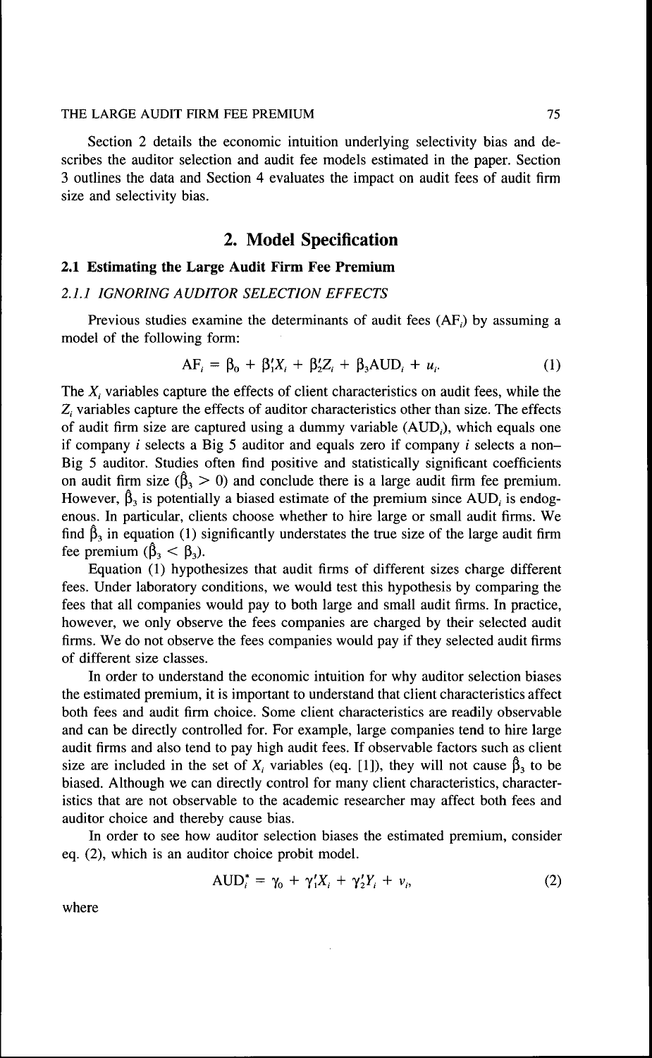Section 2 details the economic intuition underlying selectivity bias and describes the auditor selection and audit fee models estimated in the paper. Section 3 outlines the data and Section 4 evaluates the impact on audit fees of audit firm size and selectivity bias.

# 2. Model Specification

## 2.1 Estimating the Large Audit Firm Fee Premium

### *2.1.1 IGNORING AUDITOR SELECTION EFFECTS*

Previous studies examine the determinants of audit fees ($AF_i$) by assuming a model of the following form:

$$AF_i = \beta_0 + \beta_1' X_i + \beta_2' Z_i + \beta_3 AUD_i + u_i. \tag{1}$$

The $X_i$ variables capture the effects of client characteristics on audit fees, while the $Z_i$ variables capture the effects of auditor characteristics other than size. The effects of audit firm size are captured using a dummy variable ($AUD_i$), which equals one if company $i$ selects a Big 5 auditor and equals zero if company $i$ selects a non–Big 5 auditor. Studies often find positive and statistically significant coefficients on audit firm size ($\hat{\beta}_3 > 0$) and conclude there is a large audit firm fee premium. However, $\hat{\beta}_3$ is potentially a biased estimate of the premium since $AUD_i$ is endogenous. In particular, clients choose whether to hire large or small audit firms. We find $\hat{\beta}_3$ in equation (1) significantly understates the true size of the large audit firm fee premium ($\hat{\beta}_3 < \beta_3$).

Equation (1) hypothesizes that audit firms of different sizes charge different fees. Under laboratory conditions, we would test this hypothesis by comparing the fees that all companies would pay to both large and small audit firms. In practice, however, we only observe the fees companies are charged by their selected audit firms. We do not observe the fees companies would pay if they selected audit firms of different size classes.

In order to understand the economic intuition for why auditor selection biases the estimated premium, it is important to understand that client characteristics affect both fees and audit firm choice. Some client characteristics are readily observable and can be directly controlled for. For example, large companies tend to hire large audit firms and also tend to pay high audit fees. If observable factors such as client size are included in the set of $X_i$ variables (eq. [1]), they will not cause $\hat{\beta}_3$ to be biased. Although we can directly control for many client characteristics, characteristics that are not observable to the academic researcher may affect both fees and auditor choice and thereby cause bias.

In order to see how auditor selection biases the estimated premium, consider eq. (2), which is an auditor choice probit model.

$$AUD_i^* = \gamma_0 + \gamma_1' X_i + \gamma_2' Y_i + v_i, \tag{2}$$

where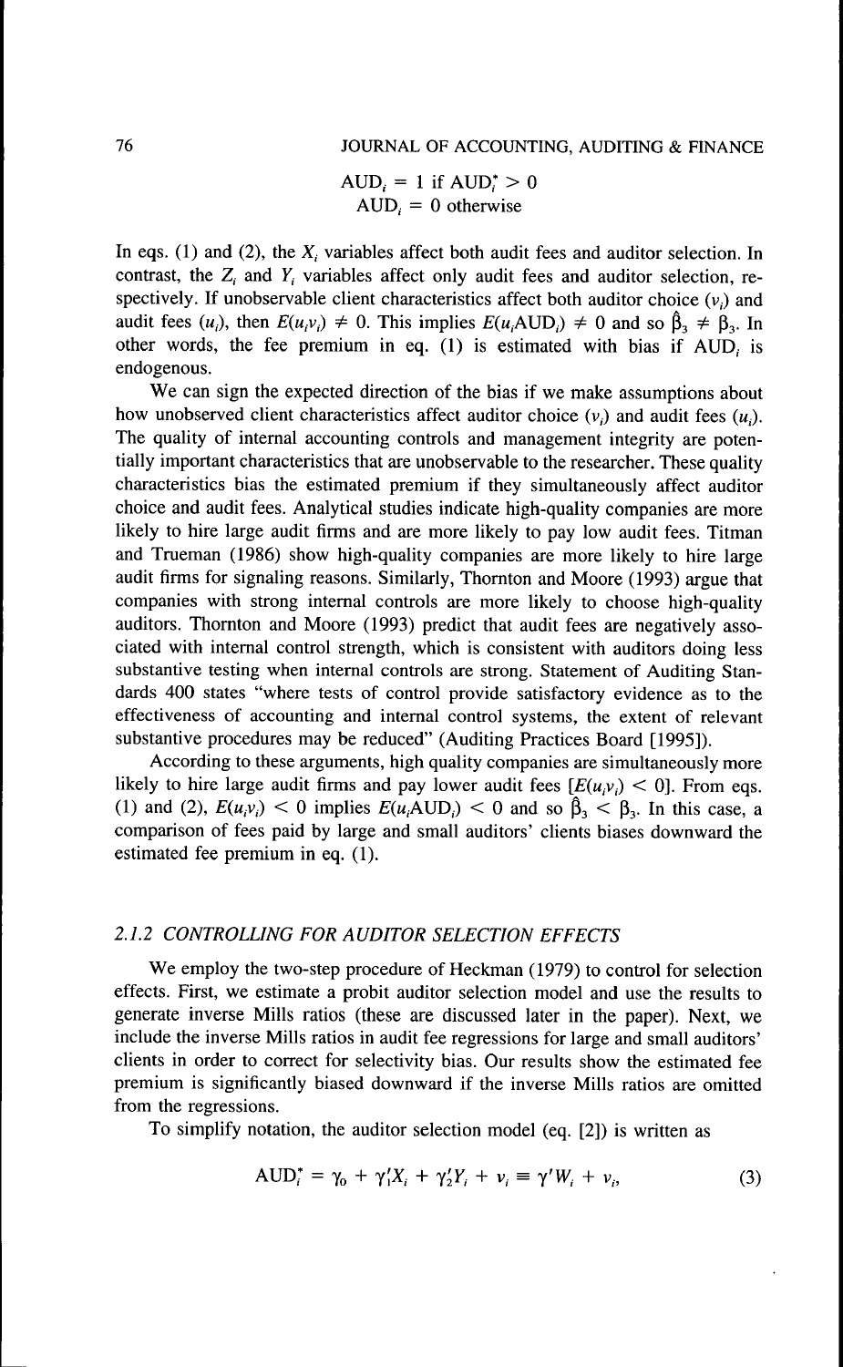$$\text{AUD}_i = 1 \text{ if } \text{AUD}_i^* > 0$$
$$\text{AUD}_i = 0 \text{ otherwise}$$

In eqs. (1) and (2), the $X_i$ variables affect both audit fees and auditor selection. In contrast, the $Z_i$ and $Y_i$ variables affect only audit fees and auditor selection, respectively. If unobservable client characteristics affect both auditor choice ($v_i$) and audit fees ($u_i$), then $E(u_i v_i) \neq 0$. This implies $E(u_i \text{AUD}_i) \neq 0$ and so $\hat{\beta}_3 \neq \beta_3$. In other words, the fee premium in eq. (1) is estimated with bias if $\text{AUD}_i$ is endogenous.

We can sign the expected direction of the bias if we make assumptions about how unobserved client characteristics affect auditor choice ($v_i$) and audit fees ($u_i$). The quality of internal accounting controls and management integrity are potentially important characteristics that are unobservable to the researcher. These quality characteristics bias the estimated premium if they simultaneously affect auditor choice and audit fees. Analytical studies indicate high-quality companies are more likely to hire large audit firms and are more likely to pay low audit fees. Titman and Trueman (1986) show high-quality companies are more likely to hire large audit firms for signaling reasons. Similarly, Thornton and Moore (1993) argue that companies with strong internal controls are more likely to choose high-quality auditors. Thornton and Moore (1993) predict that audit fees are negatively associated with internal control strength, which is consistent with auditors doing less substantive testing when internal controls are strong. Statement of Auditing Standards 400 states "where tests of control provide satisfactory evidence as to the effectiveness of accounting and internal control systems, the extent of relevant substantive procedures may be reduced" (Auditing Practices Board [1995]).

According to these arguments, high quality companies are simultaneously more likely to hire large audit firms and pay lower audit fees [$E(u_i v_i) < 0$]. From eqs. (1) and (2), $E(u_i v_i) < 0$ implies $E(u_i \text{AUD}_i) < 0$ and so $\hat{\beta}_3 < \beta_3$. In this case, a comparison of fees paid by large and small auditors' clients biases downward the estimated fee premium in eq. (1).

### 2.1.2 CONTROLLING FOR AUDITOR SELECTION EFFECTS

We employ the two-step procedure of Heckman (1979) to control for selection effects. First, we estimate a probit auditor selection model and use the results to generate inverse Mills ratios (these are discussed later in the paper). Next, we include the inverse Mills ratios in audit fee regressions for large and small auditors' clients in order to correct for selectivity bias. Our results show the estimated fee premium is significantly biased downward if the inverse Mills ratios are omitted from the regressions.

To simplify notation, the auditor selection model (eq. [2]) is written as

$$\text{AUD}_i^* = \gamma_0 + \gamma_1' X_i + \gamma_2' Y_i + v_i \equiv \gamma' W_i + v_i, \tag{3}$$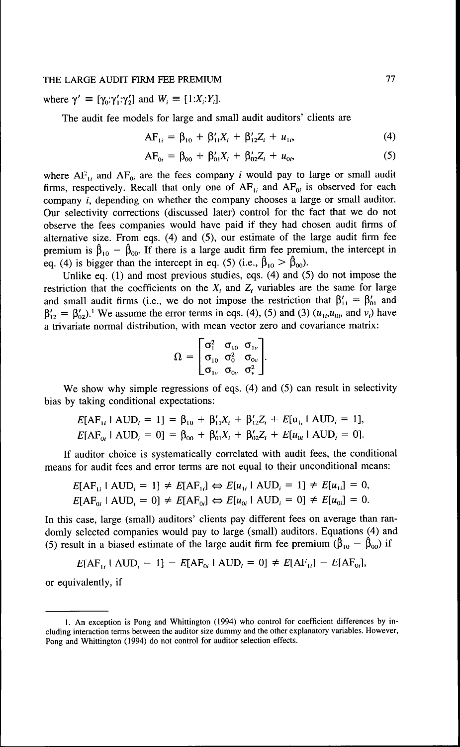where $\gamma' \equiv [\gamma_0 : \gamma_1' : \gamma_2']$ and $W_i \equiv [1 : X_i : Y_i]$.

The audit fee models for large and small audit auditors' clients are

$$\mathrm{AF}_{1i} = \beta_{10} + \beta_{11}' X_i + \beta_{12}' Z_i + u_{1i}, \tag{4}$$

$$\mathrm{AF}_{0i} = \beta_{00} + \beta_{01}' X_i + \beta_{02}' Z_i + u_{0i}, \tag{5}$$

where $\mathrm{AF}_{1i}$ and $\mathrm{AF}_{0i}$ are the fees company $i$ would pay to large or small audit firms, respectively. Recall that only one of $\mathrm{AF}_{1i}$ and $\mathrm{AF}_{0i}$ is observed for each company $i$, depending on whether the company chooses a large or small auditor. Our selectivity corrections (discussed later) control for the fact that we do not observe the fees companies would have paid if they had chosen audit firms of alternative size. From eqs. (4) and (5), our estimate of the large audit firm fee premium is $\hat{\beta}_{10} - \hat{\beta}_{00}$. If there is a large audit firm fee premium, the intercept in eq. (4) is bigger than the intercept in eq. (5) (i.e., $\hat{\beta}_{10} > \hat{\beta}_{00}$).

Unlike eq. (1) and most previous studies, eqs. (4) and (5) do not impose the restriction that the coefficients on the $X_i$ and $Z_i$ variables are the same for large and small audit firms (i.e., we do not impose the restriction that $\beta_{11}' = \beta_{01}'$ and $\beta_{12}' = \beta_{02}'$).[1] We assume the error terms in eqs. (4), (5) and (3) ($u_{1i}, u_{0i}$, and $v_i$) have a trivariate normal distribution, with mean vector zero and covariance matrix:

$$\Omega = \begin{bmatrix} \sigma_1^2 & \sigma_{10} & \sigma_{1v} \\ \sigma_{10} & \sigma_0^2 & \sigma_{0v} \\ \sigma_{1v} & \sigma_{0v} & \sigma_v^2 \end{bmatrix}.$$

We show why simple regressions of eqs. (4) and (5) can result in selectivity bias by taking conditional expectations:

$$E[\mathrm{AF}_{1i} \mid \mathrm{AUD}_i = 1] = \beta_{10} + \beta_{11}' X_i + \beta_{12}' Z_i + E[u_{1i} \mid \mathrm{AUD}_i = 1],$$

$$E[\mathrm{AF}_{0i} \mid \mathrm{AUD}_i = 0] = \beta_{00} + \beta_{01}' X_i + \beta_{02}' Z_i + E[u_{0i} \mid \mathrm{AUD}_i = 0].$$

If auditor choice is systematically correlated with audit fees, the conditional means for audit fees and error terms are not equal to their unconditional means:

$$E[\mathrm{AF}_{1i} \mid \mathrm{AUD}_i = 1] \neq E[\mathrm{AF}_{1i}] \Leftrightarrow E[u_{1i} \mid \mathrm{AUD}_i = 1] \neq E[u_{1i}] = 0,$$

$$E[\mathrm{AF}_{0i} \mid \mathrm{AUD}_i = 0] \neq E[\mathrm{AF}_{0i}] \Leftrightarrow E[u_{0i} \mid \mathrm{AUD}_i = 0] \neq E[u_{0i}] = 0.$$

In this case, large (small) auditors' clients pay different fees on average than randomly selected companies would pay to large (small) auditors. Equations (4) and (5) result in a biased estimate of the large audit firm fee premium ($\hat{\beta}_{10} - \hat{\beta}_{00}$) if

$$E[\mathrm{AF}_{1i} \mid \mathrm{AUD}_i = 1] - E[\mathrm{AF}_{0i} \mid \mathrm{AUD}_i = 0] \neq E[\mathrm{AF}_{1i}] - E[\mathrm{AF}_{0i}],$$

or equivalently, if

---

1. An exception is Pong and Whittington (1994) who control for coefficient differences by including interaction terms between the auditor size dummy and the other explanatory variables. However, Pong and Whittington (1994) do not control for auditor selection effects.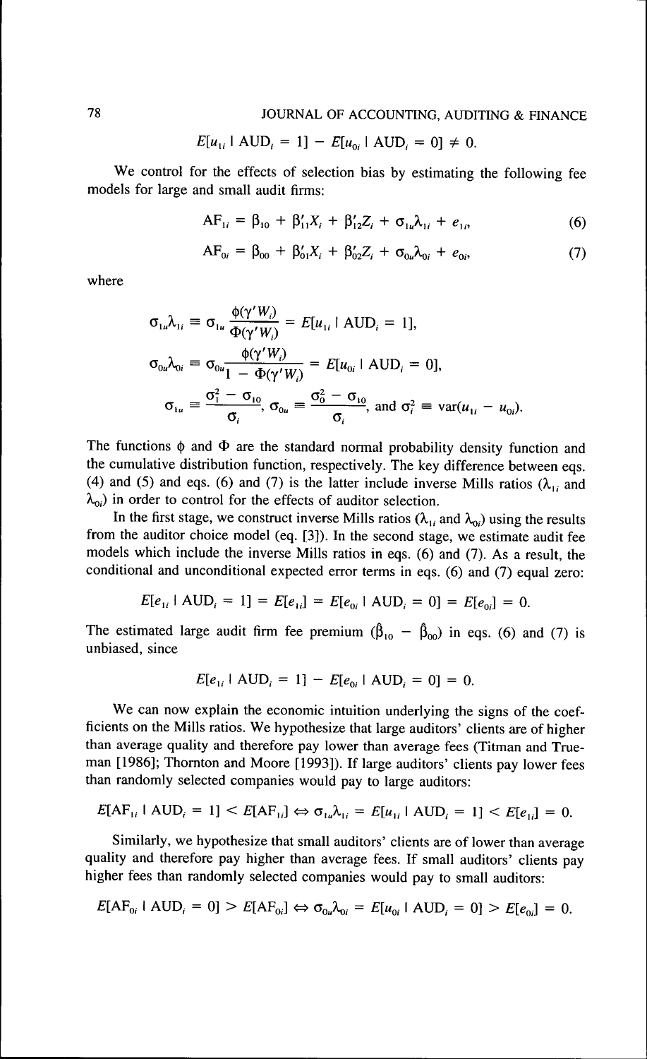$$E[u_{1i} \mid \text{AUD}_i = 1] - E[u_{0i} \mid \text{AUD}_i = 0] \neq 0.$$

We control for the effects of selection bias by estimating the following fee models for large and small audit firms:

$$\text{AF}_{1i} = \beta_{10} + \beta'_{11}X_i + \beta'_{12}Z_i + \sigma_{1u}\lambda_{1i} + e_{1i}, \tag{6}$$

$$\text{AF}_{0i} = \beta_{00} + \beta'_{01}X_i + \beta'_{02}Z_i + \sigma_{0u}\lambda_{0i} + e_{0i}, \tag{7}$$

where

$$\sigma_{1u}\lambda_{1i} \equiv \sigma_{1u}\frac{\phi(\gamma' W_i)}{\Phi(\gamma' W_i)} = E[u_{1i} \mid \text{AUD}_i = 1],$$

$$\sigma_{0u}\lambda_{0i} \equiv \sigma_{0u}\frac{\phi(\gamma' W_i)}{1 - \Phi(\gamma' W_i)} = E[u_{0i} \mid \text{AUD}_i = 0],$$

$$\sigma_{1u} \equiv \frac{\sigma_1^2 - \sigma_{10}}{\sigma_i},\ \sigma_{0u} \equiv \frac{\sigma_0^2 - \sigma_{10}}{\sigma_i},\ \text{and}\ \sigma_i^2 \equiv \text{var}(u_{1i} - u_{0i}).$$

The functions $\phi$ and $\Phi$ are the standard normal probability density function and the cumulative distribution function, respectively. The key difference between eqs. (4) and (5) and eqs. (6) and (7) is the latter include inverse Mills ratios ($\lambda_{1i}$ and $\lambda_{0i}$) in order to control for the effects of auditor selection.

In the first stage, we construct inverse Mills ratios ($\lambda_{1i}$ and $\lambda_{0i}$) using the results from the auditor choice model (eq. [3]). In the second stage, we estimate audit fee models which include the inverse Mills ratios in eqs. (6) and (7). As a result, the conditional and unconditional expected error terms in eqs. (6) and (7) equal zero:

$$E[e_{1i} \mid \text{AUD}_i = 1] = E[e_{1i}] = E[e_{0i} \mid \text{AUD}_i = 0] = E[e_{0i}] = 0.$$

The estimated large audit firm fee premium ($\hat{\beta}_{10} - \hat{\beta}_{00}$) in eqs. (6) and (7) is unbiased, since

$$E[e_{1i} \mid \text{AUD}_i = 1] - E[e_{0i} \mid \text{AUD}_i = 0] = 0.$$

We can now explain the economic intuition underlying the signs of the coefficients on the Mills ratios. We hypothesize that large auditors' clients are of higher than average quality and therefore pay lower than average fees (Titman and Trueman [1986]; Thornton and Moore [1993]). If large auditors' clients pay lower fees than randomly selected companies would pay to large auditors:

$$E[\text{AF}_{1i} \mid \text{AUD}_i = 1] < E[\text{AF}_{1i}] \Leftrightarrow \sigma_{1u}\lambda_{1i} = E[u_{1i} \mid \text{AUD}_i = 1] < E[e_{1i}] = 0.$$

Similarly, we hypothesize that small auditors' clients are of lower than average quality and therefore pay higher than average fees. If small auditors' clients pay higher fees than randomly selected companies would pay to small auditors:

$$E[\text{AF}_{0i} \mid \text{AUD}_i = 0] > E[\text{AF}_{0i}] \Leftrightarrow \sigma_{0u}\lambda_{0i} = E[u_{0i} \mid \text{AUD}_i = 0] > E[e_{0i}] = 0.$$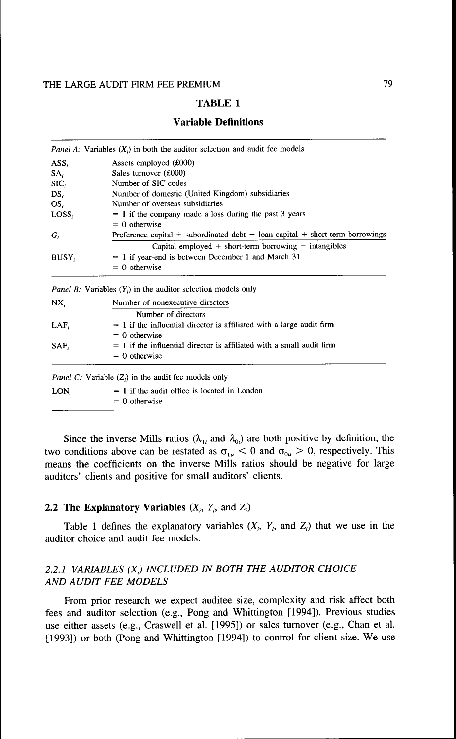## TABLE 1

### Variable Definitions

| | |
|---|---|
| *Panel A:* Variables ($X_i$) in both the auditor selection and audit fee models | |
| $ASS_i$ | Assets employed (£000) |
| $SA_i$ | Sales turnover (£000) |
| $SIC_i$ | Number of SIC codes |
| $DS_i$ | Number of domestic (United Kingdom) subsidiaries |
| $OS_i$ | Number of overseas subsidiaries |
| $LOSS_i$ | = 1 if the company made a loss during the past 3 years<br>= 0 otherwise |
| $G_i$ | $\dfrac{\text{Preference capital + subordinated debt + loan capital + short-term borrowings}}{\text{Capital employed + short-term borrowing − intangibles}}$ |
| $BUSY_i$ | = 1 if year-end is between December 1 and March 31<br>= 0 otherwise |
| *Panel B:* Variables ($Y_i$) in the auditor selection models only | |
| $NX_i$ | $\dfrac{\text{Number of nonexecutive directors}}{\text{Number of directors}}$ |
| $LAF_i$ | = 1 if the influential director is affiliated with a large audit firm<br>= 0 otherwise |
| $SAF_i$ | = 1 if the influential director is affiliated with a small audit firm<br>= 0 otherwise |
| *Panel C:* Variable ($Z_i$) in the audit fee models only | |
| $LON_i$ | = 1 if the audit office is located in London<br>= 0 otherwise |

Since the inverse Mills ratios ($\lambda_{1i}$ and $\lambda_{0i}$) are both positive by definition, the two conditions above can be restated as $\sigma_{1u} < 0$ and $\sigma_{0u} > 0$, respectively. This means the coefficients on the inverse Mills ratios should be negative for large auditors' clients and positive for small auditors' clients.

### 2.2 The Explanatory Variables ($X_i$, $Y_i$, and $Z_i$)

Table 1 defines the explanatory variables ($X_i$, $Y_i$, and $Z_i$) that we use in the auditor choice and audit fee models.

#### 2.2.1 VARIABLES ($X_i$) INCLUDED IN BOTH THE AUDITOR CHOICE AND AUDIT FEE MODELS

From prior research we expect auditee size, complexity and risk affect both fees and auditor selection (e.g., Pong and Whittington [1994]). Previous studies use either assets (e.g., Craswell et al. [1995]) or sales turnover (e.g., Chan et al. [1993]) or both (Pong and Whittington [1994]) to control for client size. We use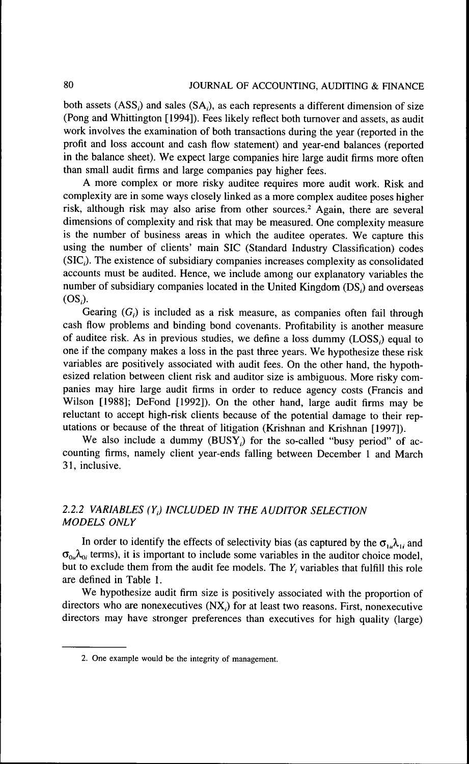both assets ($ASS_i$) and sales ($SA_i$), as each represents a different dimension of size (Pong and Whittington [1994]). Fees likely reflect both turnover and assets, as audit work involves the examination of both transactions during the year (reported in the profit and loss account and cash flow statement) and year-end balances (reported in the balance sheet). We expect large companies hire large audit firms more often than small audit firms and large companies pay higher fees.

A more complex or more risky auditee requires more audit work. Risk and complexity are in some ways closely linked as a more complex auditee poses higher risk, although risk may also arise from other sources.[2] Again, there are several dimensions of complexity and risk that may be measured. One complexity measure is the number of business areas in which the auditee operates. We capture this using the number of clients' main SIC (Standard Industry Classification) codes ($SIC_i$). The existence of subsidiary companies increases complexity as consolidated accounts must be audited. Hence, we include among our explanatory variables the number of subsidiary companies located in the United Kingdom ($DS_i$) and overseas ($OS_i$).

Gearing ($G_i$) is included as a risk measure, as companies often fail through cash flow problems and binding bond covenants. Profitability is another measure of auditee risk. As in previous studies, we define a loss dummy ($LOSS_i$) equal to one if the company makes a loss in the past three years. We hypothesize these risk variables are positively associated with audit fees. On the other hand, the hypothesized relation between client risk and auditor size is ambiguous. More risky companies may hire large audit firms in order to reduce agency costs (Francis and Wilson [1988]; DeFond [1992]). On the other hand, large audit firms may be reluctant to accept high-risk clients because of the potential damage to their reputations or because of the threat of litigation (Krishnan and Krishnan [1997]).

We also include a dummy ($BUSY_i$) for the so-called "busy period" of accounting firms, namely client year-ends falling between December 1 and March 31, inclusive.

### *2.2.2 VARIABLES ($Y_i$) INCLUDED IN THE AUDITOR SELECTION MODELS ONLY*

In order to identify the effects of selectivity bias (as captured by the $\sigma_{1u}\lambda_{1i}$ and $\sigma_{0u}\lambda_{0i}$ terms), it is important to include some variables in the auditor choice model, but to exclude them from the audit fee models. The $Y_i$ variables that fulfill this role are defined in Table 1.

We hypothesize audit firm size is positively associated with the proportion of directors who are nonexecutives ($NX_i$) for at least two reasons. First, nonexecutive directors may have stronger preferences than executives for high quality (large)

2. One example would be the integrity of management.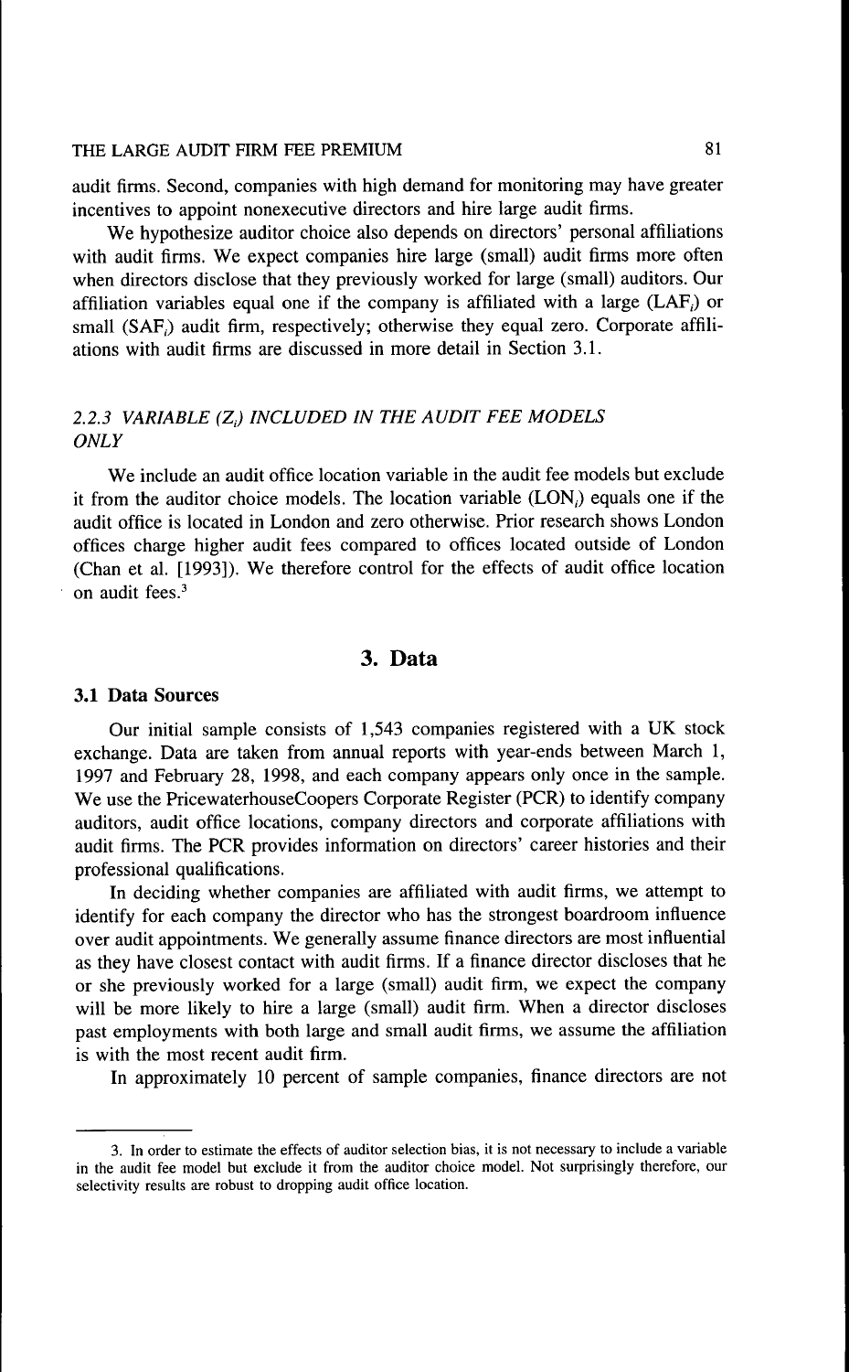audit firms. Second, companies with high demand for monitoring may have greater incentives to appoint nonexecutive directors and hire large audit firms.

We hypothesize auditor choice also depends on directors' personal affiliations with audit firms. We expect companies hire large (small) audit firms more often when directors disclose that they previously worked for large (small) auditors. Our affiliation variables equal one if the company is affiliated with a large ($LAF_i$) or small ($SAF_i$) audit firm, respectively; otherwise they equal zero. Corporate affiliations with audit firms are discussed in more detail in Section 3.1.

### *2.2.3 VARIABLE ($Z_i$) INCLUDED IN THE AUDIT FEE MODELS ONLY*

We include an audit office location variable in the audit fee models but exclude it from the auditor choice models. The location variable ($LON_i$) equals one if the audit office is located in London and zero otherwise. Prior research shows London offices charge higher audit fees compared to offices located outside of London (Chan et al. [1993]). We therefore control for the effects of audit office location on audit fees.[3]

## 3. Data

### 3.1 Data Sources

Our initial sample consists of 1,543 companies registered with a UK stock exchange. Data are taken from annual reports with year-ends between March 1, 1997 and February 28, 1998, and each company appears only once in the sample. We use the PricewaterhouseCoopers Corporate Register (PCR) to identify company auditors, audit office locations, company directors and corporate affiliations with audit firms. The PCR provides information on directors' career histories and their professional qualifications.

In deciding whether companies are affiliated with audit firms, we attempt to identify for each company the director who has the strongest boardroom influence over audit appointments. We generally assume finance directors are most influential as they have closest contact with audit firms. If a finance director discloses that he or she previously worked for a large (small) audit firm, we expect the company will be more likely to hire a large (small) audit firm. When a director discloses past employments with both large and small audit firms, we assume the affiliation is with the most recent audit firm.

In approximately 10 percent of sample companies, finance directors are not

---

3. In order to estimate the effects of auditor selection bias, it is not necessary to include a variable in the audit fee model but exclude it from the auditor choice model. Not surprisingly therefore, our selectivity results are robust to dropping audit office location.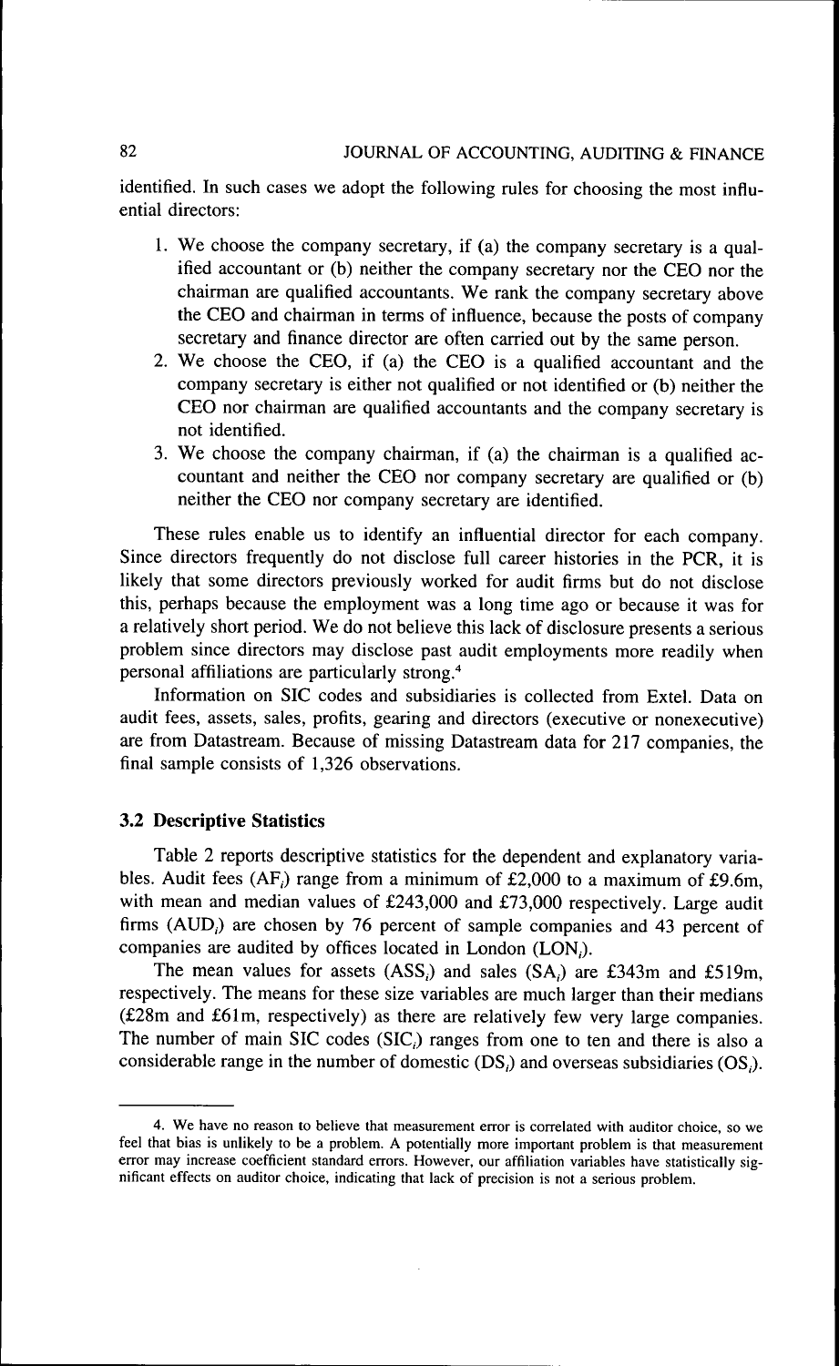identified. In such cases we adopt the following rules for choosing the most influential directors:

1. We choose the company secretary, if (a) the company secretary is a qualified accountant or (b) neither the company secretary nor the CEO nor the chairman are qualified accountants. We rank the company secretary above the CEO and chairman in terms of influence, because the posts of company secretary and finance director are often carried out by the same person.
2. We choose the CEO, if (a) the CEO is a qualified accountant and the company secretary is either not qualified or not identified or (b) neither the CEO nor chairman are qualified accountants and the company secretary is not identified.
3. We choose the company chairman, if (a) the chairman is a qualified accountant and neither the CEO nor company secretary are qualified or (b) neither the CEO nor company secretary are identified.

These rules enable us to identify an influential director for each company. Since directors frequently do not disclose full career histories in the PCR, it is likely that some directors previously worked for audit firms but do not disclose this, perhaps because the employment was a long time ago or because it was for a relatively short period. We do not believe this lack of disclosure presents a serious problem since directors may disclose past audit employments more readily when personal affiliations are particularly strong.[4]

Information on SIC codes and subsidiaries is collected from Extel. Data on audit fees, assets, sales, profits, gearing and directors (executive or nonexecutive) are from Datastream. Because of missing Datastream data for 217 companies, the final sample consists of 1,326 observations.

### 3.2 Descriptive Statistics

Table 2 reports descriptive statistics for the dependent and explanatory variables. Audit fees ($AF_i$) range from a minimum of £2,000 to a maximum of £9.6m, with mean and median values of £243,000 and £73,000 respectively. Large audit firms ($AUD_i$) are chosen by 76 percent of sample companies and 43 percent of companies are audited by offices located in London ($LON_i$).

The mean values for assets ($ASS_i$) and sales ($SA_i$) are £343m and £519m, respectively. The means for these size variables are much larger than their medians (£28m and £61m, respectively) as there are relatively few very large companies. The number of main SIC codes ($SIC_i$) ranges from one to ten and there is also a considerable range in the number of domestic ($DS_i$) and overseas subsidiaries ($OS_i$).

---

4. We have no reason to believe that measurement error is correlated with auditor choice, so we feel that bias is unlikely to be a problem. A potentially more important problem is that measurement error may increase coefficient standard errors. However, our affiliation variables have statistically significant effects on auditor choice, indicating that lack of precision is not a serious problem.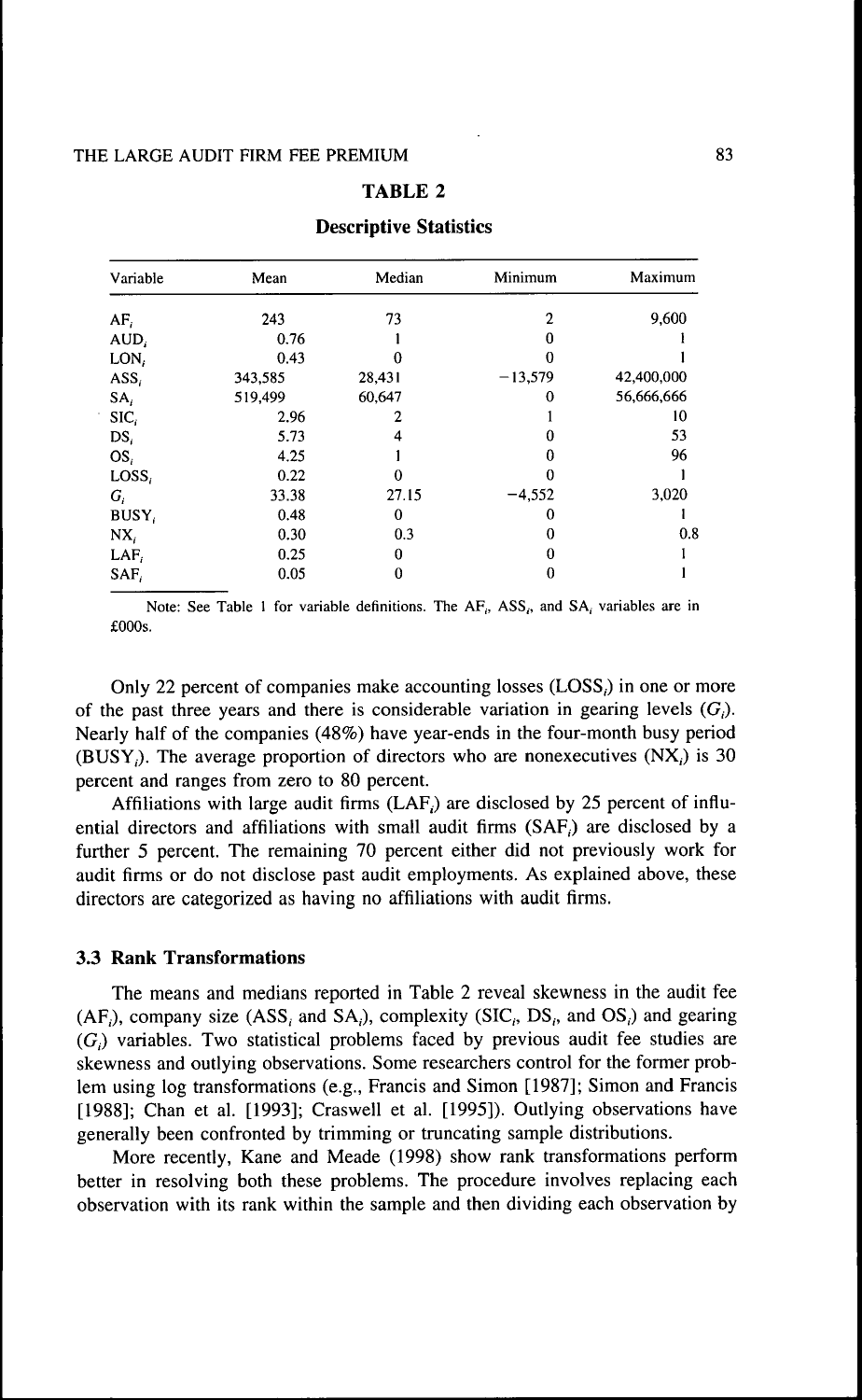## TABLE 2

### Descriptive Statistics

| Variable | Mean | Median | Minimum | Maximum |
|---|---|---|---|---|
| $AF_i$ | 243 | 73 | 2 | 9,600 |
| $AUD_i$ | 0.76 | 1 | 0 | 1 |
| $LON_i$ | 0.43 | 0 | 0 | 1 |
| $ASS_i$ | 343,585 | 28,431 | −13,579 | 42,400,000 |
| $SA_i$ | 519,499 | 60,647 | 0 | 56,666,666 |
| $SIC_i$ | 2.96 | 2 | 1 | 10 |
| $DS_i$ | 5.73 | 4 | 0 | 53 |
| $OS_i$ | 4.25 | 1 | 0 | 96 |
| $LOSS_i$ | 0.22 | 0 | 0 | 1 |
| $G_i$ | 33.38 | 27.15 | −4,552 | 3,020 |
| $BUSY_i$ | 0.48 | 0 | 0 | 1 |
| $NX_i$ | 0.30 | 0.3 | 0 | 0.8 |
| $LAF_i$ | 0.25 | 0 | 0 | 1 |
| $SAF_i$ | 0.05 | 0 | 0 | 1 |

Note: See Table 1 for variable definitions. The $AF_i$, $ASS_i$, and $SA_i$ variables are in £000s.

Only 22 percent of companies make accounting losses ($LOSS_i$) in one or more of the past three years and there is considerable variation in gearing levels ($G_i$). Nearly half of the companies (48%) have year-ends in the four-month busy period ($BUSY_i$). The average proportion of directors who are nonexecutives ($NX_i$) is 30 percent and ranges from zero to 80 percent.

Affiliations with large audit firms ($LAF_i$) are disclosed by 25 percent of influential directors and affiliations with small audit firms ($SAF_i$) are disclosed by a further 5 percent. The remaining 70 percent either did not previously work for audit firms or do not disclose past audit employments. As explained above, these directors are categorized as having no affiliations with audit firms.

### 3.3 Rank Transformations

The means and medians reported in Table 2 reveal skewness in the audit fee ($AF_i$), company size ($ASS_i$ and $SA_i$), complexity ($SIC_i$, $DS_i$, and $OS_i$) and gearing ($G_i$) variables. Two statistical problems faced by previous audit fee studies are skewness and outlying observations. Some researchers control for the former problem using log transformations (e.g., Francis and Simon [1987]; Simon and Francis [1988]; Chan et al. [1993]; Craswell et al. [1995]). Outlying observations have generally been confronted by trimming or truncating sample distributions.

More recently, Kane and Meade (1998) show rank transformations perform better in resolving both these problems. The procedure involves replacing each observation with its rank within the sample and then dividing each observation by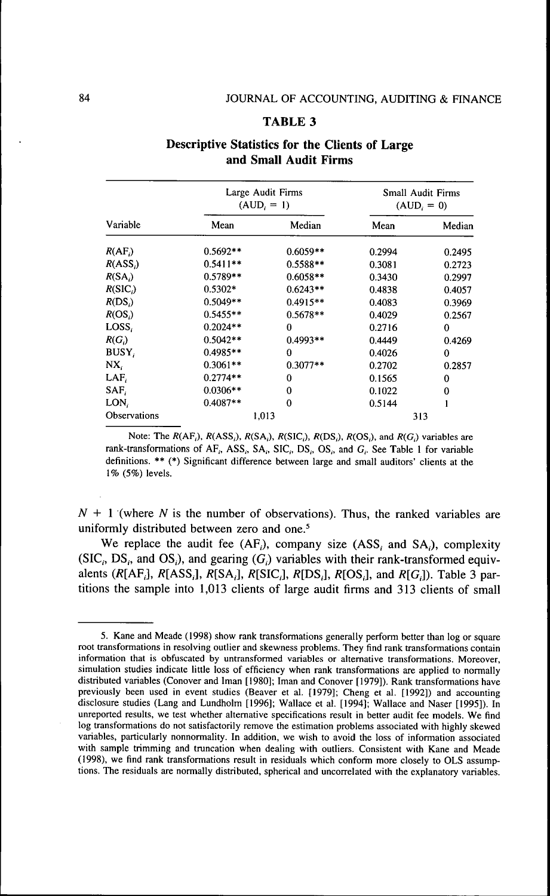## TABLE 3

### Descriptive Statistics for the Clients of Large and Small Audit Firms

| Variable | Large Audit Firms ($AUD_i = 1$) | | Small Audit Firms ($AUD_i = 0$) | |
|---|---|---|---|---|
| | Mean | Median | Mean | Median |
| $R(AF_i)$ | 0.5692** | 0.6059** | 0.2994 | 0.2495 |
| $R(ASS_i)$ | 0.5411** | 0.5588** | 0.3081 | 0.2723 |
| $R(SA_i)$ | 0.5789** | 0.6058** | 0.3430 | 0.2997 |
| $R(SIC_i)$ | 0.5302* | 0.6243** | 0.4838 | 0.4057 |
| $R(DS_i)$ | 0.5049** | 0.4915** | 0.4083 | 0.3969 |
| $R(OS_i)$ | 0.5455** | 0.5678** | 0.4029 | 0.2567 |
| $LOSS_i$ | 0.2024** | 0 | 0.2716 | 0 |
| $R(G_i)$ | 0.5042** | 0.4993** | 0.4449 | 0.4269 |
| $BUSY_i$ | 0.4985** | 0 | 0.4026 | 0 |
| $NX_i$ | 0.3061** | 0.3077** | 0.2702 | 0.2857 |
| $LAF_i$ | 0.2774** | 0 | 0.1565 | 0 |
| $SAF_i$ | 0.0306** | 0 | 0.1022 | 0 |
| $LON_i$ | 0.4087** | 0 | 0.5144 | 1 |
| Observations | 1,013 | | 313 | |

Note: The $R(AF_i)$, $R(ASS_i)$, $R(SA_i)$, $R(SIC_i)$, $R(DS_i)$, $R(OS_i)$, and $R(G_i)$ variables are rank-transformations of $AF_i$, $ASS_i$, $SA_i$, $SIC_i$, $DS_i$, $OS_i$, and $G_i$. See Table 1 for variable definitions. ** (*) Significant difference between large and small auditors' clients at the 1% (5%) levels.

$N + 1$ (where $N$ is the number of observations). Thus, the ranked variables are uniformly distributed between zero and one.[5]

We replace the audit fee ($AF_i$), company size ($ASS_i$ and $SA_i$), complexity ($SIC_i$, $DS_i$, and $OS_i$), and gearing ($G_i$) variables with their rank-transformed equivalents ($R[AF_i]$, $R[ASS_i]$, $R[SA_i]$, $R[SIC_i]$, $R[DS_i]$, $R[OS_i]$, and $R[G_i]$). Table 3 partitions the sample into 1,013 clients of large audit firms and 313 clients of small

---

5. Kane and Meade (1998) show rank transformations generally perform better than log or square root transformations in resolving outlier and skewness problems. They find rank transformations contain information that is obfuscated by untransformed variables or alternative transformations. Moreover, simulation studies indicate little loss of efficiency when rank transformations are applied to normally distributed variables (Conover and Iman [1980]; Iman and Conover [1979]). Rank transformations have previously been used in event studies (Beaver et al. [1979]; Cheng et al. [1992]) and accounting disclosure studies (Lang and Lundholm [1996]; Wallace et al. [1994]; Wallace and Naser [1995]). In unreported results, we test whether alternative specifications result in better audit fee models. We find log transformations do not satisfactorily remove the estimation problems associated with highly skewed variables, particularly nonnormality. In addition, we wish to avoid the loss of information associated with sample trimming and truncation when dealing with outliers. Consistent with Kane and Meade (1998), we find rank transformations result in residuals which conform more closely to OLS assumptions. The residuals are normally distributed, spherical and uncorrelated with the explanatory variables.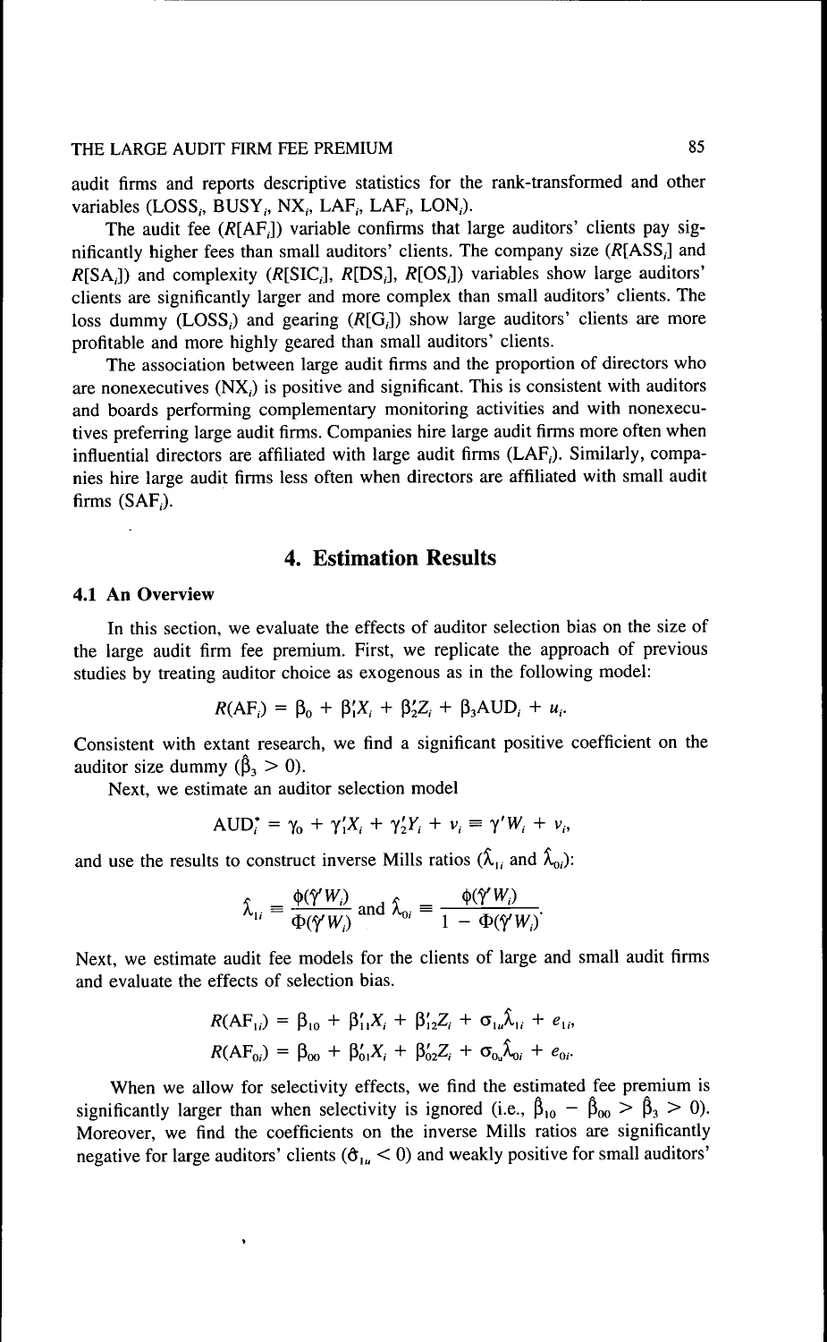audit firms and reports descriptive statistics for the rank-transformed and other variables ($\text{LOSS}_i$, $\text{BUSY}_i$, $\text{NX}_i$, $\text{LAF}_i$, $\text{LAF}_i$, $\text{LON}_i$).

The audit fee ($R[\text{AF}_i]$) variable confirms that large auditors' clients pay significantly higher fees than small auditors' clients. The company size ($R[\text{ASS}_i]$ and $R[\text{SA}_i]$) and complexity ($R[\text{SIC}_i]$, $R[\text{DS}_i]$, $R[\text{OS}_i]$) variables show large auditors' clients are significantly larger and more complex than small auditors' clients. The loss dummy ($\text{LOSS}_i$) and gearing ($R[\text{G}_i]$) show large auditors' clients are more profitable and more highly geared than small auditors' clients.

The association between large audit firms and the proportion of directors who are nonexecutives ($\text{NX}_i$) is positive and significant. This is consistent with auditors and boards performing complementary monitoring activities and with nonexecutives preferring large audit firms. Companies hire large audit firms more often when influential directors are affiliated with large audit firms ($\text{LAF}_i$). Similarly, companies hire large audit firms less often when directors are affiliated with small audit firms ($\text{SAF}_i$).

## 4. Estimation Results

### 4.1 An Overview

In this section, we evaluate the effects of auditor selection bias on the size of the large audit firm fee premium. First, we replicate the approach of previous studies by treating auditor choice as exogenous as in the following model:

$$R(\text{AF}_i) = \beta_0 + \beta_1' X_i + \beta_2' Z_i + \beta_3 \text{AUD}_i + u_i.$$

Consistent with extant research, we find a significant positive coefficient on the auditor size dummy ($\hat{\beta}_3 > 0$).

Next, we estimate an auditor selection model

$$\text{AUD}_i^* = \gamma_0 + \gamma_1' X_i + \gamma_2' Y_i + v_i \equiv \gamma' W_i + v_i,$$

and use the results to construct inverse Mills ratios ($\hat{\lambda}_{1i}$ and $\hat{\lambda}_{0i}$):

$$\hat{\lambda}_{1i} \equiv \frac{\phi(\hat{\gamma}' W_i)}{\Phi(\hat{\gamma}' W_i)} \text{ and } \hat{\lambda}_{0i} \equiv \frac{\phi(\hat{\gamma}' W_i)}{1 - \Phi(\hat{\gamma}' W_i)}.$$

Next, we estimate audit fee models for the clients of large and small audit firms and evaluate the effects of selection bias.

$$R(\text{AF}_{1i}) = \beta_{10} + \beta_{11}' X_i + \beta_{12}' Z_i + \sigma_{1u} \hat{\lambda}_{1i} + e_{1i},$$

$$R(\text{AF}_{0i}) = \beta_{00} + \beta_{01}' X_i + \beta_{02}' Z_i + \sigma_{0u} \hat{\lambda}_{0i} + e_{0i}.$$

When we allow for selectivity effects, we find the estimated fee premium is significantly larger than when selectivity is ignored (i.e., $\hat{\beta}_{10} - \hat{\beta}_{00} > \hat{\beta}_3 > 0$). Moreover, we find the coefficients on the inverse Mills ratios are significantly negative for large auditors' clients ($\hat{\sigma}_{1u} < 0$) and weakly positive for small auditors'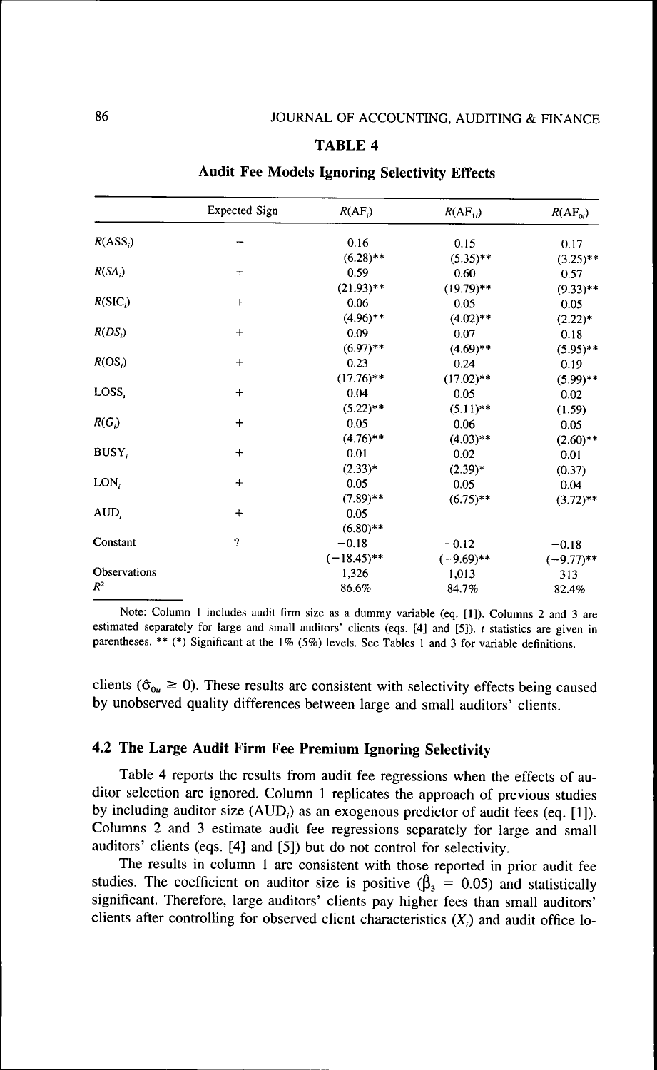## TABLE 4

### Audit Fee Models Ignoring Selectivity Effects

| | Expected Sign | $R(\text{AF}_i)$ | $R(\text{AF}_{1i})$ | $R(\text{AF}_{0i})$ |
|---|---|---|---|---|
| $R(\text{ASS}_i)$ | + | 0.16 | 0.15 | 0.17 |
| | | (6.28)** | (5.35)** | (3.25)** |
| $R(SA_i)$ | + | 0.59 | 0.60 | 0.57 |
| | | (21.93)** | (19.79)** | (9.33)** |
| $R(\text{SIC}_i)$ | + | 0.06 | 0.05 | 0.05 |
| | | (4.96)** | (4.02)** | (2.22)* |
| $R(DS_i)$ | + | 0.09 | 0.07 | 0.18 |
| | | (6.97)** | (4.69)** | (5.95)** |
| $R(\text{OS}_i)$ | + | 0.23 | 0.24 | 0.19 |
| | | (17.76)** | (17.02)** | (5.99)** |
| $\text{LOSS}_i$ | + | 0.04 | 0.05 | 0.02 |
| | | (5.22)** | (5.11)** | (1.59) |
| $R(G_i)$ | + | 0.05 | 0.06 | 0.05 |
| | | (4.76)** | (4.03)** | (2.60)** |
| $\text{BUSY}_i$ | + | 0.01 | 0.02 | 0.01 |
| | | (2.33)* | (2.39)* | (0.37) |
| $\text{LON}_i$ | + | 0.05 | 0.05 | 0.04 |
| | | (7.89)** | (6.75)** | (3.72)** |
| $\text{AUD}_i$ | + | 0.05 | | |
| | | (6.80)** | | |
| Constant | ? | −0.18 | −0.12 | −0.18 |
| | | (−18.45)** | (−9.69)** | (−9.77)** |
| Observations | | 1,326 | 1,013 | 313 |
| $R^2$ | | 86.6% | 84.7% | 82.4% |

Note: Column 1 includes audit firm size as a dummy variable (eq. [1]). Columns 2 and 3 are estimated separately for large and small auditors' clients (eqs. [4] and [5]). *t* statistics are given in parentheses. ** (*) Significant at the 1% (5%) levels. See Tables 1 and 3 for variable definitions.

clients ($\hat{\sigma}_{0u} \geq 0$). These results are consistent with selectivity effects being caused by unobserved quality differences between large and small auditors' clients.

## 4.2 The Large Audit Firm Fee Premium Ignoring Selectivity

Table 4 reports the results from audit fee regressions when the effects of auditor selection are ignored. Column 1 replicates the approach of previous studies by including auditor size ($\text{AUD}_i$) as an exogenous predictor of audit fees (eq. [1]). Columns 2 and 3 estimate audit fee regressions separately for large and small auditors' clients (eqs. [4] and [5]) but do not control for selectivity.

The results in column 1 are consistent with those reported in prior audit fee studies. The coefficient on auditor size is positive ($\hat{\beta}_3 = 0.05$) and statistically significant. Therefore, large auditors' clients pay higher fees than small auditors' clients after controlling for observed client characteristics ($X_i$) and audit office lo-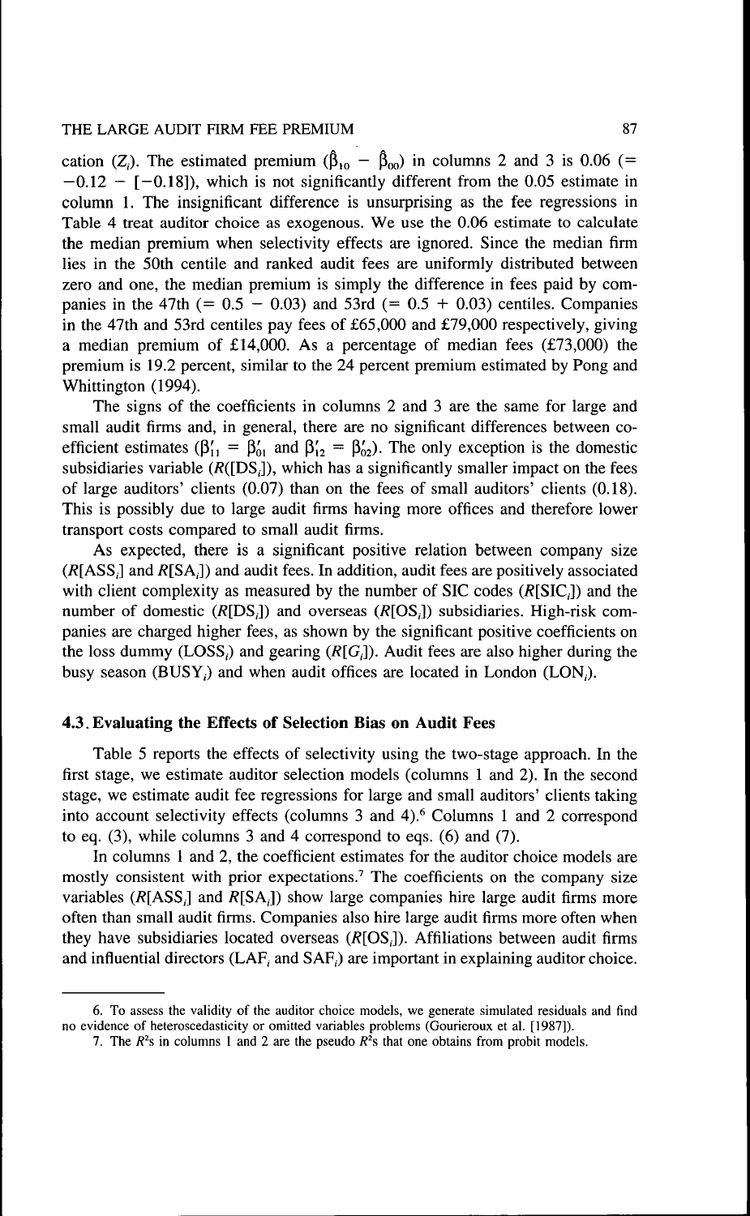cation ($Z_i$). The estimated premium ($\hat{\beta}_{10} - \hat{\beta}_{00}$) in columns 2 and 3 is 0.06 (= $-0.12 - [-0.18]$), which is not significantly different from the 0.05 estimate in column 1. The insignificant difference is unsurprising as the fee regressions in Table 4 treat auditor choice as exogenous. We use the 0.06 estimate to calculate the median premium when selectivity effects are ignored. Since the median firm lies in the 50th centile and ranked audit fees are uniformly distributed between zero and one, the median premium is simply the difference in fees paid by companies in the 47th (= 0.5 − 0.03) and 53rd (= 0.5 + 0.03) centiles. Companies in the 47th and 53rd centiles pay fees of £65,000 and £79,000 respectively, giving a median premium of £14,000. As a percentage of median fees (£73,000) the premium is 19.2 percent, similar to the 24 percent premium estimated by Pong and Whittington (1994).

The signs of the coefficients in columns 2 and 3 are the same for large and small audit firms and, in general, there are no significant differences between coefficient estimates ($\beta'_{11} = \beta'_{01}$ and $\beta'_{12} = \beta'_{02}$). The only exception is the domestic subsidiaries variable ($R([DS_i])$, which has a significantly smaller impact on the fees of large auditors' clients (0.07) than on the fees of small auditors' clients (0.18). This is possibly due to large audit firms having more offices and therefore lower transport costs compared to small audit firms.

As expected, there is a significant positive relation between company size ($R[ASS_i]$ and $R[SA_i]$) and audit fees. In addition, audit fees are positively associated with client complexity as measured by the number of SIC codes ($R[SIC_i]$) and the number of domestic ($R[DS_i]$) and overseas ($R[OS_i]$) subsidiaries. High-risk companies are charged higher fees, as shown by the significant positive coefficients on the loss dummy ($LOSS_i$) and gearing ($R[G_i]$). Audit fees are also higher during the busy season ($BUSY_i$) and when audit offices are located in London ($LON_i$).

### 4.3. Evaluating the Effects of Selection Bias on Audit Fees

Table 5 reports the effects of selectivity using the two-stage approach. In the first stage, we estimate auditor selection models (columns 1 and 2). In the second stage, we estimate audit fee regressions for large and small auditors' clients taking into account selectivity effects (columns 3 and 4).[6] Columns 1 and 2 correspond to eq. (3), while columns 3 and 4 correspond to eqs. (6) and (7).

In columns 1 and 2, the coefficient estimates for the auditor choice models are mostly consistent with prior expectations.[7] The coefficients on the company size variables ($R[ASS_i]$ and $R[SA_i]$) show large companies hire large audit firms more often than small audit firms. Companies also hire large audit firms more often when they have subsidiaries located overseas ($R[OS_i]$). Affiliations between audit firms and influential directors ($LAF_i$ and $SAF_i$) are important in explaining auditor choice.

---

6. To assess the validity of the auditor choice models, we generate simulated residuals and find no evidence of heteroscedasticity or omitted variables problems (Gourieroux et al. [1987]).

7. The $R^2$s in columns 1 and 2 are the pseudo $R^2$s that one obtains from probit models.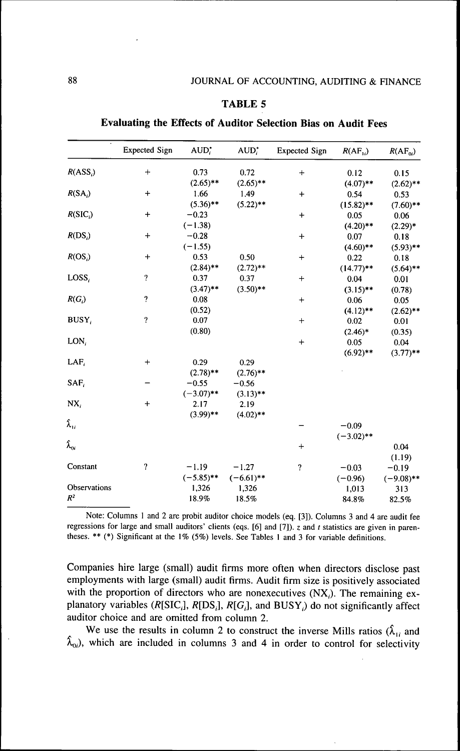## TABLE 5

### Evaluating the Effects of Auditor Selection Bias on Audit Fees

| | Expected Sign | $AUD_i^*$ | $AUD_i^*$ | Expected Sign | $R(AF_{1i})$ | $R(AF_{0i})$ |
|---|---|---|---|---|---|---|
| $R(ASS_i)$ | + | 0.73 | 0.72 | + | 0.12 | 0.15 |
| | | (2.65)** | (2.65)** | | (4.07)** | (2.62)** |
| $R(SA_i)$ | + | 1.66 | 1.49 | + | 0.54 | 0.53 |
| | | (5.36)** | (5.22)** | | (15.82)** | (7.60)** |
| $R(SIC_i)$ | + | −0.23 | | + | 0.05 | 0.06 |
| | | (−1.38) | | | (4.20)** | (2.29)* |
| $R(DS_i)$ | + | −0.28 | | + | 0.07 | 0.18 |
| | | (−1.55) | | | (4.60)** | (5.93)** |
| $R(OS_i)$ | + | 0.53 | 0.50 | + | 0.22 | 0.18 |
| | | (2.84)** | (2.72)** | | (14.77)** | (5.64)** |
| $LOSS_i$ | ? | 0.37 | 0.37 | + | 0.04 | 0.01 |
| | | (3.47)** | (3.50)** | | (3.15)** | (0.78) |
| $R(G_i)$ | ? | 0.08 | | + | 0.06 | 0.05 |
| | | (0.52) | | | (4.12)** | (2.62)** |
| $BUSY_i$ | ? | 0.07 | | + | 0.02 | 0.01 |
| | | (0.80) | | | (2.46)* | (0.35) |
| $LON_i$ | | | | + | 0.05 | 0.04 |
| | | | | | (6.92)** | (3.77)** |
| $LAF_i$ | + | 0.29 | 0.29 | | | |
| | | (2.78)** | (2.76)** | | | |
| $SAF_i$ | − | −0.55 | −0.56 | | | |
| | | (−3.07)** | (3.13)** | | | |
| $NX_i$ | + | 2.17 | 2.19 | | | |
| | | (3.99)** | (4.02)** | | | |
| $\hat{\lambda}_{1i}$ | | | | − | −0.09 | |
| | | | | | (−3.02)** | |
| $\hat{\lambda}_{0i}$ | | | | + | | 0.04 |
| | | | | | | (1.19) |
| Constant | ? | −1.19 | −1.27 | ? | −0.03 | −0.19 |
| | | (−5.85)** | (−6.61)** | | (−0.96) | (−9.08)** |
| Observations | | 1,326 | 1,326 | | 1,013 | 313 |
| $R^2$ | | 18.9% | 18.5% | | 84.8% | 82.5% |

Note: Columns 1 and 2 are probit auditor choice models (eq. [3]). Columns 3 and 4 are audit fee regressions for large and small auditors' clients (eqs. [6] and [7]). $z$ and $t$ statistics are given in parentheses. ** (*) Significant at the 1% (5%) levels. See Tables 1 and 3 for variable definitions.

Companies hire large (small) audit firms more often when directors disclose past employments with large (small) audit firms. Audit firm size is positively associated with the proportion of directors who are nonexecutives ($NX_i$). The remaining explanatory variables ($R[SIC_i]$, $R[DS_i]$, $R[G_i]$, and $BUSY_i$) do not significantly affect auditor choice and are omitted from column 2.

We use the results in column 2 to construct the inverse Mills ratios ($\hat{\lambda}_{1i}$ and $\hat{\lambda}_{0i}$), which are included in columns 3 and 4 in order to control for selectivity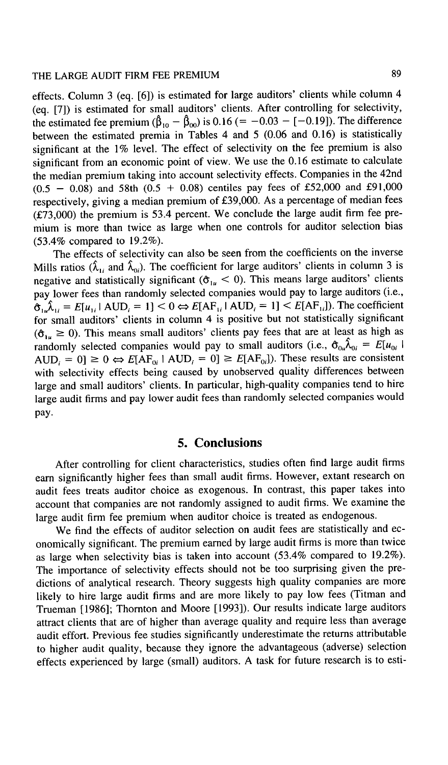effects. Column 3 (eq. [6]) is estimated for large auditors' clients while column 4 (eq. [7]) is estimated for small auditors' clients. After controlling for selectivity, the estimated fee premium ($\hat{\beta}_{10} - \hat{\beta}_{00}$) is 0.16 (= −0.03 − [−0.19]). The difference between the estimated premia in Tables 4 and 5 (0.06 and 0.16) is statistically significant at the 1% level. The effect of selectivity on the fee premium is also significant from an economic point of view. We use the 0.16 estimate to calculate the median premium taking into account selectivity effects. Companies in the 42nd (0.5 − 0.08) and 58th (0.5 + 0.08) centiles pay fees of £52,000 and £91,000 respectively, giving a median premium of £39,000. As a percentage of median fees (£73,000) the premium is 53.4 percent. We conclude the large audit firm fee premium is more than twice as large when one controls for auditor selection bias (53.4% compared to 19.2%).

The effects of selectivity can also be seen from the coefficients on the inverse Mills ratios ($\hat{\lambda}_{1i}$ and $\hat{\lambda}_{0i}$). The coefficient for large auditors' clients in column 3 is negative and statistically significant ($\hat{\sigma}_{1u} < 0$). This means large auditors' clients pay lower fees than randomly selected companies would pay to large auditors (i.e., $\hat{\sigma}_{1u}\hat{\lambda}_{1i} = E[u_{1i} \mid AUD_i = 1] < 0 \Leftrightarrow E[AF_{1i} \mid AUD_i = 1] < E[AF_{1i}]$). The coefficient for small auditors' clients in column 4 is positive but not statistically significant ($\hat{\sigma}_{1u} \geq 0$). This means small auditors' clients pay fees that are at least as high as randomly selected companies would pay to small auditors (i.e., $\hat{\sigma}_{0u}\hat{\lambda}_{0i} = E[u_{0i} \mid AUD_i = 0] \geq 0 \Leftrightarrow E[AF_{0i} \mid AUD_i = 0] \geq E[AF_{0i}]$). These results are consistent with selectivity effects being caused by unobserved quality differences between large and small auditors' clients. In particular, high-quality companies tend to hire large audit firms and pay lower audit fees than randomly selected companies would pay.

## 5. Conclusions

After controlling for client characteristics, studies often find large audit firms earn significantly higher fees than small audit firms. However, extant research on audit fees treats auditor choice as exogenous. In contrast, this paper takes into account that companies are not randomly assigned to audit firms. We examine the large audit firm fee premium when auditor choice is treated as endogenous.

We find the effects of auditor selection on audit fees are statistically and economically significant. The premium earned by large audit firms is more than twice as large when selectivity bias is taken into account (53.4% compared to 19.2%). The importance of selectivity effects should not be too surprising given the predictions of analytical research. Theory suggests high quality companies are more likely to hire large audit firms and are more likely to pay low fees (Titman and Trueman [1986]; Thornton and Moore [1993]). Our results indicate large auditors attract clients that are of higher than average quality and require less than average audit effort. Previous fee studies significantly underestimate the returns attributable to higher audit quality, because they ignore the advantageous (adverse) selection effects experienced by large (small) auditors. A task for future research is to esti-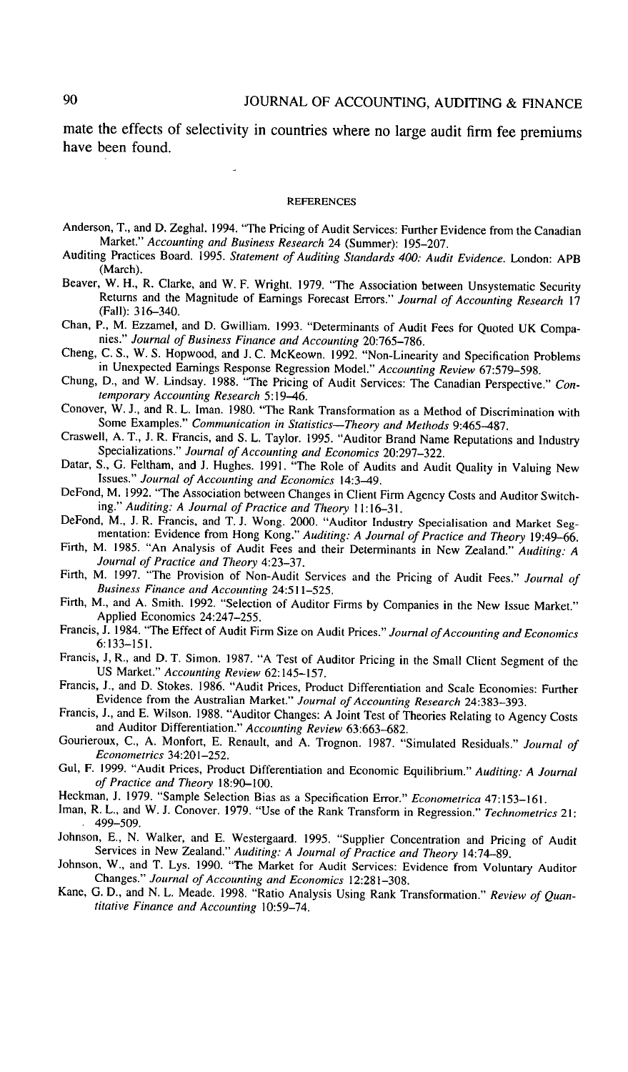mate the effects of selectivity in countries where no large audit firm fee premiums have been found.

## REFERENCES

Anderson, T., and D. Zeghal. 1994. "The Pricing of Audit Services: Further Evidence from the Canadian Market." *Accounting and Business Research* 24 (Summer): 195–207.

Auditing Practices Board. 1995. *Statement of Auditing Standards 400: Audit Evidence.* London: APB (March).

Beaver, W. H., R. Clarke, and W. F. Wright. 1979. "The Association between Unsystematic Security Returns and the Magnitude of Earnings Forecast Errors." *Journal of Accounting Research* 17 (Fall): 316–340.

Chan, P., M. Ezzamel, and D. Gwilliam. 1993. "Determinants of Audit Fees for Quoted UK Companies." *Journal of Business Finance and Accounting* 20:765–786.

Cheng, C. S., W. S. Hopwood, and J. C. McKeown. 1992. "Non-Linearity and Specification Problems in Unexpected Earnings Response Regression Model." *Accounting Review* 67:579–598.

Chung, D., and W. Lindsay. 1988. "The Pricing of Audit Services: The Canadian Perspective." *Contemporary Accounting Research* 5:19–46.

Conover, W. J., and R. L. Iman. 1980. "The Rank Transformation as a Method of Discrimination with Some Examples." *Communication in Statistics—Theory and Methods* 9:465–487.

Craswell, A. T., J. R. Francis, and S. L. Taylor. 1995. "Auditor Brand Name Reputations and Industry Specializations." *Journal of Accounting and Economics* 20:297–322.

Datar, S., G. Feltham, and J. Hughes. 1991. "The Role of Audits and Audit Quality in Valuing New Issues." *Journal of Accounting and Economics* 14:3–49.

DeFond, M. 1992. "The Association between Changes in Client Firm Agency Costs and Auditor Switching." *Auditing: A Journal of Practice and Theory* 11:16–31.

DeFond, M., J. R. Francis, and T. J. Wong. 2000. "Auditor Industry Specialisation and Market Segmentation: Evidence from Hong Kong." *Auditing: A Journal of Practice and Theory* 19:49–66.

Firth, M. 1985. "An Analysis of Audit Fees and their Determinants in New Zealand." *Auditing: A Journal of Practice and Theory* 4:23–37.

Firth, M. 1997. "The Provision of Non-Audit Services and the Pricing of Audit Fees." *Journal of Business Finance and Accounting* 24:511–525.

Firth, M., and A. Smith. 1992. "Selection of Auditor Firms by Companies in the New Issue Market." Applied Economics 24:247–255.

Francis, J. 1984. "The Effect of Audit Firm Size on Audit Prices." *Journal of Accounting and Economics* 6:133–151.

Francis, J, R., and D. T. Simon. 1987. "A Test of Auditor Pricing in the Small Client Segment of the US Market." *Accounting Review* 62:145–157.

Francis, J., and D. Stokes. 1986. "Audit Prices, Product Differentiation and Scale Economies: Further Evidence from the Australian Market." *Journal of Accounting Research* 24:383–393.

Francis, J., and E. Wilson. 1988. "Auditor Changes: A Joint Test of Theories Relating to Agency Costs and Auditor Differentiation." *Accounting Review* 63:663–682.

Gourieroux, C., A. Monfort, E. Renault, and A. Trognon. 1987. "Simulated Residuals." *Journal of Econometrics* 34:201–252.

Gul, F. 1999. "Audit Prices, Product Differentiation and Economic Equilibrium." *Auditing: A Journal of Practice and Theory* 18:90–100.

Heckman, J. 1979. "Sample Selection Bias as a Specification Error." *Econometrica* 47:153–161.

Iman, R. L., and W. J. Conover. 1979. "Use of the Rank Transform in Regression." *Technometrics* 21: 499–509.

Johnson, E., N. Walker, and E. Westergaard. 1995. "Supplier Concentration and Pricing of Audit Services in New Zealand." *Auditing: A Journal of Practice and Theory* 14:74–89.

Johnson, W., and T. Lys. 1990. "The Market for Audit Services: Evidence from Voluntary Auditor Changes." *Journal of Accounting and Economics* 12:281–308.

Kane, G. D., and N. L. Meade. 1998. "Ratio Analysis Using Rank Transformation." *Review of Quantitative Finance and Accounting* 10:59–74.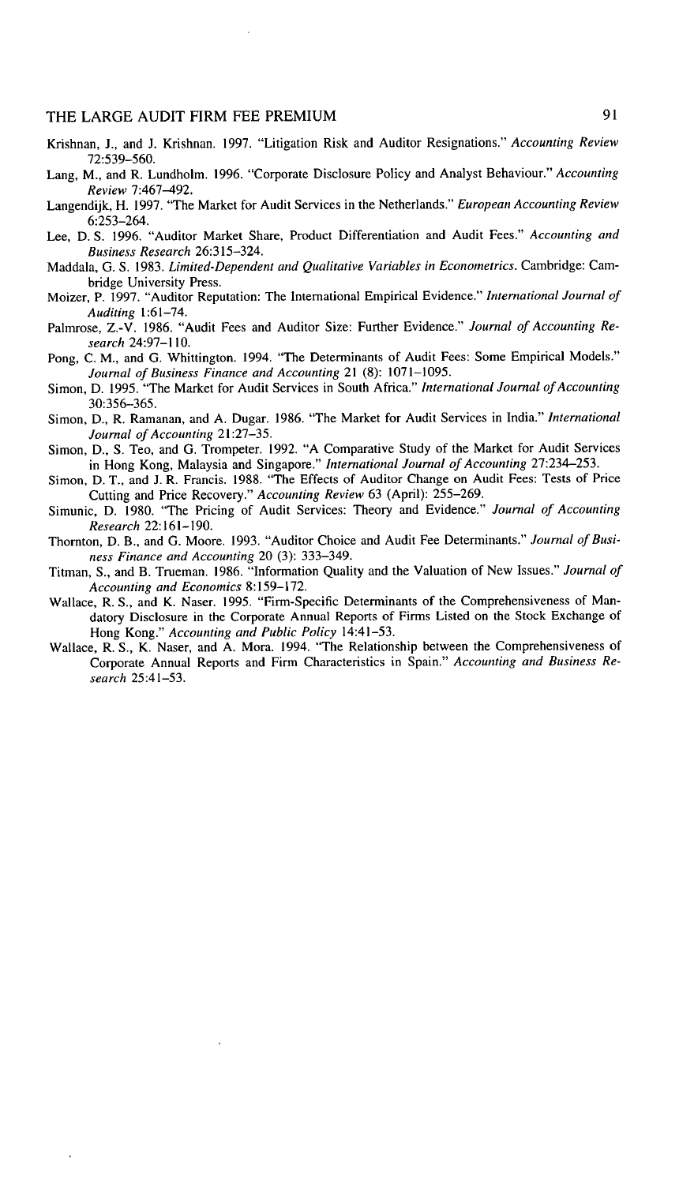Krishnan, J., and J. Krishnan. 1997. "Litigation Risk and Auditor Resignations." *Accounting Review* 72:539–560.

Lang, M., and R. Lundholm. 1996. "Corporate Disclosure Policy and Analyst Behaviour." *Accounting Review* 7:467–492.

Langendijk, H. 1997. "The Market for Audit Services in the Netherlands." *European Accounting Review* 6:253–264.

Lee, D. S. 1996. "Auditor Market Share, Product Differentiation and Audit Fees." *Accounting and Business Research* 26:315–324.

Maddala, G. S. 1983. *Limited-Dependent and Qualitative Variables in Econometrics*. Cambridge: Cambridge University Press.

Moizer, P. 1997. "Auditor Reputation: The International Empirical Evidence." *International Journal of Auditing* 1:61–74.

Palmrose, Z.-V. 1986. "Audit Fees and Auditor Size: Further Evidence." *Journal of Accounting Research* 24:97–110.

Pong, C. M., and G. Whittington. 1994. "The Determinants of Audit Fees: Some Empirical Models." *Journal of Business Finance and Accounting* 21 (8): 1071–1095.

Simon, D. 1995. "The Market for Audit Services in South Africa." *International Journal of Accounting* 30:356–365.

Simon, D., R. Ramanan, and A. Dugar. 1986. "The Market for Audit Services in India." *International Journal of Accounting* 21:27–35.

Simon, D., S. Teo, and G. Trompeter. 1992. "A Comparative Study of the Market for Audit Services in Hong Kong, Malaysia and Singapore." *International Journal of Accounting* 27:234–253.

Simon, D. T., and J. R. Francis. 1988. "The Effects of Auditor Change on Audit Fees: Tests of Price Cutting and Price Recovery." *Accounting Review* 63 (April): 255–269.

Simunic, D. 1980. "The Pricing of Audit Services: Theory and Evidence." *Journal of Accounting Research* 22:161–190.

Thornton, D. B., and G. Moore. 1993. "Auditor Choice and Audit Fee Determinants." *Journal of Business Finance and Accounting* 20 (3): 333–349.

Titman, S., and B. Trueman. 1986. "Information Quality and the Valuation of New Issues." *Journal of Accounting and Economics* 8:159–172.

Wallace, R. S., and K. Naser. 1995. "Firm-Specific Determinants of the Comprehensiveness of Mandatory Disclosure in the Corporate Annual Reports of Firms Listed on the Stock Exchange of Hong Kong." *Accounting and Public Policy* 14:41–53.

Wallace, R. S., K. Naser, and A. Mora. 1994. "The Relationship between the Comprehensiveness of Corporate Annual Reports and Firm Characteristics in Spain." *Accounting and Business Research* 25:41–53.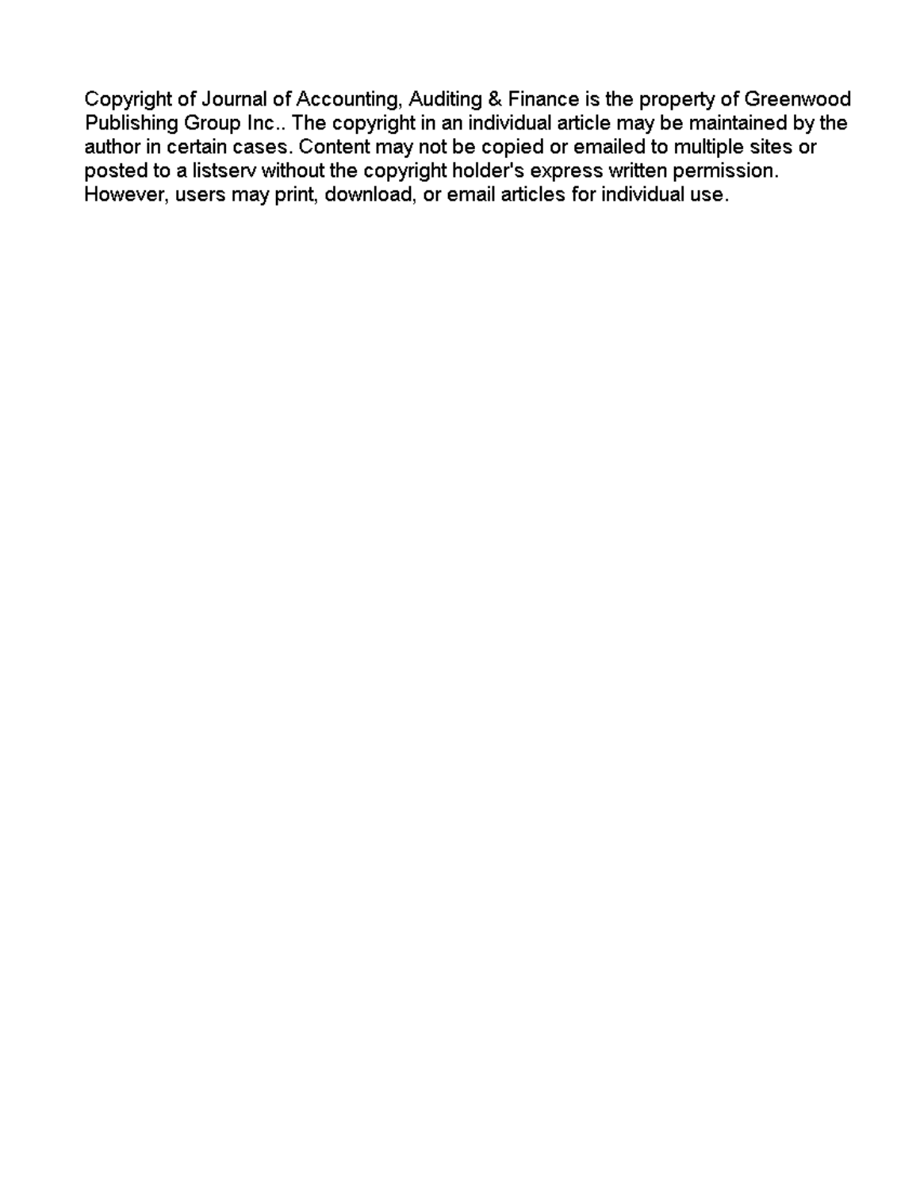Copyright of Journal of Accounting, Auditing & Finance is the property of Greenwood Publishing Group Inc.. The copyright in an individual article may be maintained by the author in certain cases. Content may not be copied or emailed to multiple sites or posted to a listserv without the copyright holder's express written permission. However, users may print, download, or email articles for individual use.